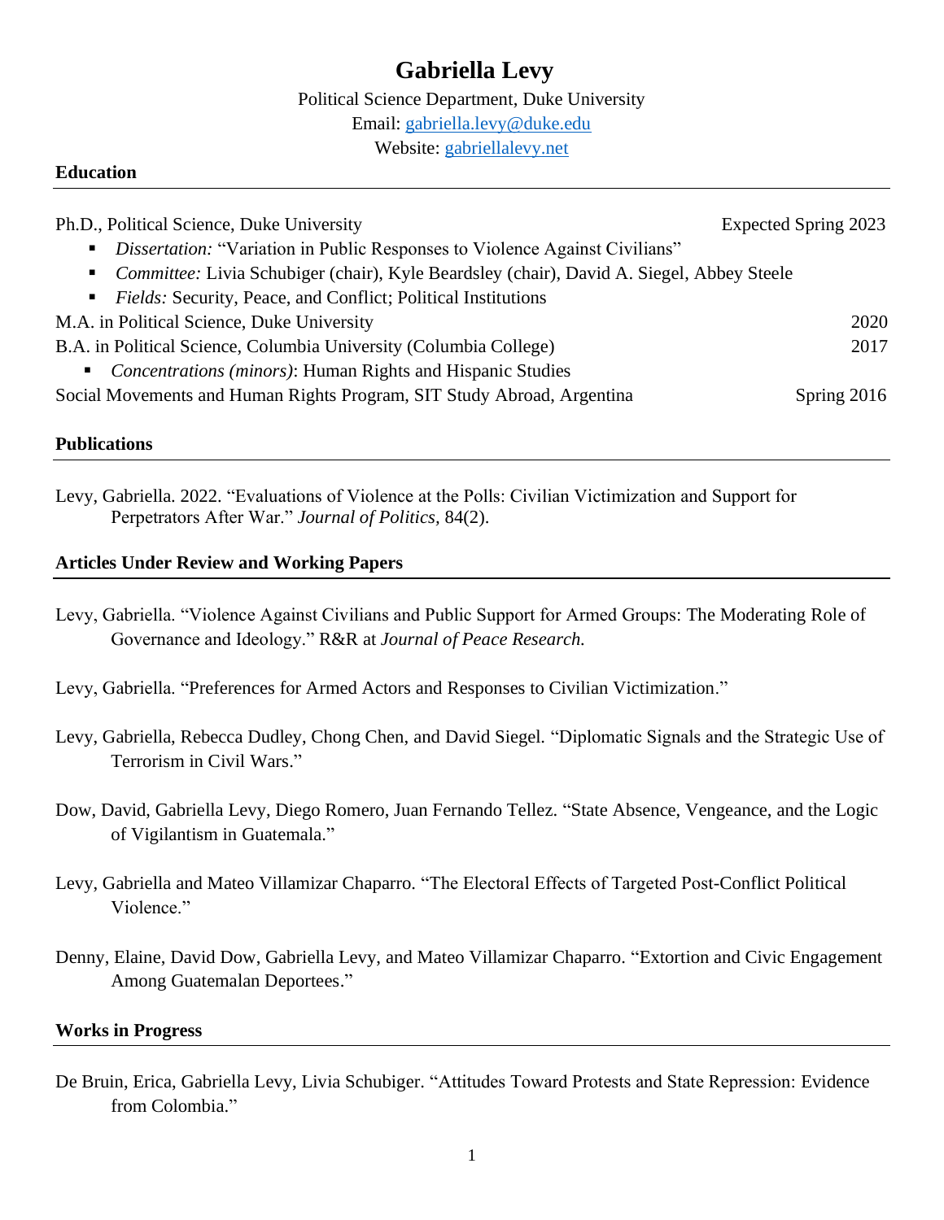# Gabriella Levy

Political Science Department, Duke University
Email: gabriella.levy@duke.edu
Website: gabriellalevy.net

## Education

Ph.D., Political Science, Duke University — Expected Spring 2023

- *Dissertation:* "Variation in Public Responses to Violence Against Civilians"
- *Committee:* Livia Schubiger (chair), Kyle Beardsley (chair), David A. Siegel, Abbey Steele
- *Fields:* Security, Peace, and Conflict; Political Institutions

M.A. in Political Science, Duke University — 2020

B.A. in Political Science, Columbia University (Columbia College) — 2017

- *Concentrations (minors)*: Human Rights and Hispanic Studies

Social Movements and Human Rights Program, SIT Study Abroad, Argentina — Spring 2016

## Publications

Levy, Gabriella. 2022. "Evaluations of Violence at the Polls: Civilian Victimization and Support for Perpetrators After War." *Journal of Politics*, 84(2).

## Articles Under Review and Working Papers

Levy, Gabriella. "Violence Against Civilians and Public Support for Armed Groups: The Moderating Role of Governance and Ideology." R&R at *Journal of Peace Research.*

Levy, Gabriella. "Preferences for Armed Actors and Responses to Civilian Victimization."

Levy, Gabriella, Rebecca Dudley, Chong Chen, and David Siegel. "Diplomatic Signals and the Strategic Use of Terrorism in Civil Wars."

Dow, David, Gabriella Levy, Diego Romero, Juan Fernando Tellez. "State Absence, Vengeance, and the Logic of Vigilantism in Guatemala."

Levy, Gabriella and Mateo Villamizar Chaparro. "The Electoral Effects of Targeted Post-Conflict Political Violence."

Denny, Elaine, David Dow, Gabriella Levy, and Mateo Villamizar Chaparro. "Extortion and Civic Engagement Among Guatemalan Deportees."

## Works in Progress

De Bruin, Erica, Gabriella Levy, Livia Schubiger. "Attitudes Toward Protests and State Repression: Evidence from Colombia."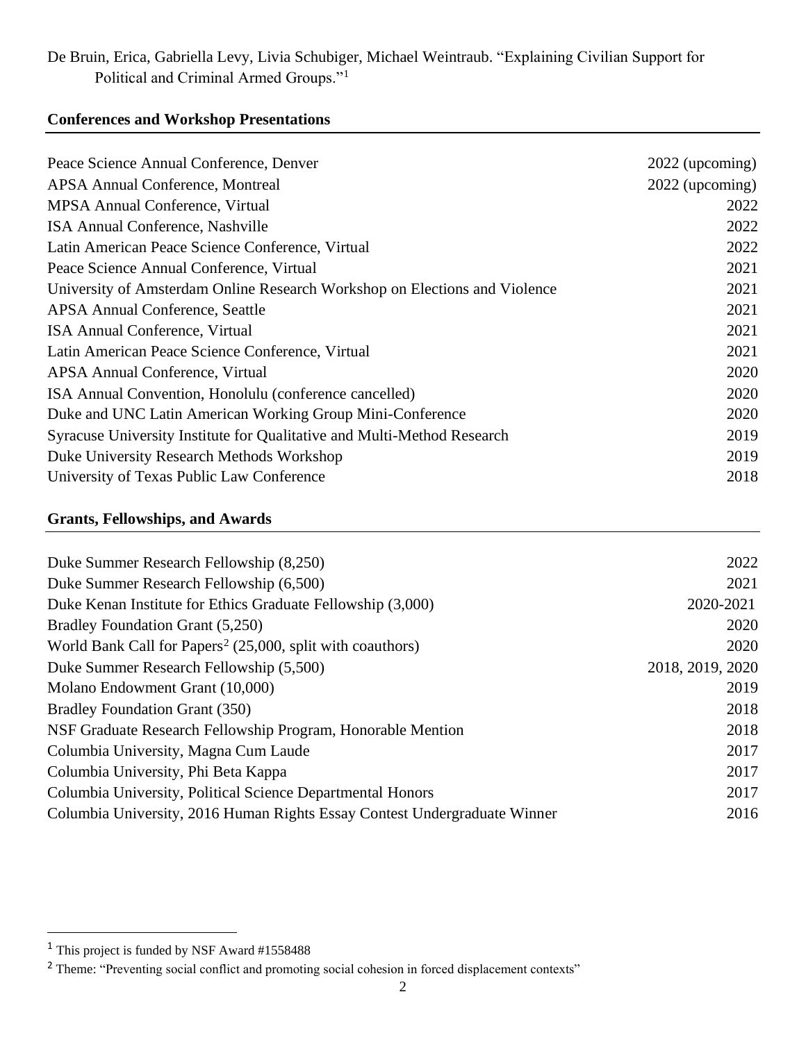De Bruin, Erica, Gabriella Levy, Livia Schubiger, Michael Weintraub. "Explaining Civilian Support for Political and Criminal Armed Groups."[1]

## Conferences and Workshop Presentations

| | |
|---|---|
| Peace Science Annual Conference, Denver | 2022 (upcoming) |
| APSA Annual Conference, Montreal | 2022 (upcoming) |
| MPSA Annual Conference, Virtual | 2022 |
| ISA Annual Conference, Nashville | 2022 |
| Latin American Peace Science Conference, Virtual | 2022 |
| Peace Science Annual Conference, Virtual | 2021 |
| University of Amsterdam Online Research Workshop on Elections and Violence | 2021 |
| APSA Annual Conference, Seattle | 2021 |
| ISA Annual Conference, Virtual | 2021 |
| Latin American Peace Science Conference, Virtual | 2021 |
| APSA Annual Conference, Virtual | 2020 |
| ISA Annual Convention, Honolulu (conference cancelled) | 2020 |
| Duke and UNC Latin American Working Group Mini-Conference | 2020 |
| Syracuse University Institute for Qualitative and Multi-Method Research | 2019 |
| Duke University Research Methods Workshop | 2019 |
| University of Texas Public Law Conference | 2018 |

## Grants, Fellowships, and Awards

| | |
|---|---|
| Duke Summer Research Fellowship (8,250) | 2022 |
| Duke Summer Research Fellowship (6,500) | 2021 |
| Duke Kenan Institute for Ethics Graduate Fellowship (3,000) | 2020-2021 |
| Bradley Foundation Grant (5,250) | 2020 |
| World Bank Call for Papers[2] (25,000, split with coauthors) | 2020 |
| Duke Summer Research Fellowship (5,500) | 2018, 2019, 2020 |
| Molano Endowment Grant (10,000) | 2019 |
| Bradley Foundation Grant (350) | 2018 |
| NSF Graduate Research Fellowship Program, Honorable Mention | 2018 |
| Columbia University, Magna Cum Laude | 2017 |
| Columbia University, Phi Beta Kappa | 2017 |
| Columbia University, Political Science Departmental Honors | 2017 |
| Columbia University, 2016 Human Rights Essay Contest Undergraduate Winner | 2016 |

[1] This project is funded by NSF Award #1558488

[2] Theme: "Preventing social conflict and promoting social cohesion in forced displacement contexts"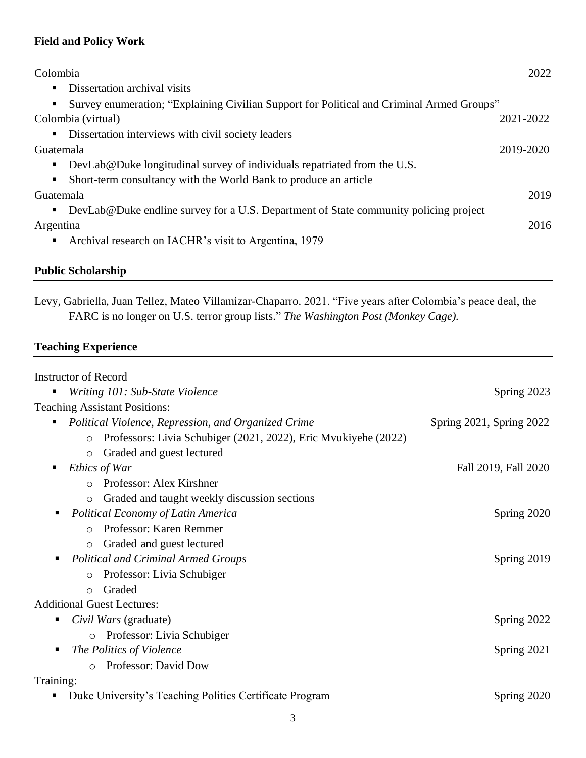## Field and Policy Work

Colombia 2022

- Dissertation archival visits
- Survey enumeration; "Explaining Civilian Support for Political and Criminal Armed Groups"

Colombia (virtual) 2021-2022

- Dissertation interviews with civil society leaders

Guatemala 2019-2020

- DevLab@Duke longitudinal survey of individuals repatriated from the U.S.
- Short-term consultancy with the World Bank to produce an article

Guatemala 2019

- DevLab@Duke endline survey for a U.S. Department of State community policing project

Argentina 2016

- Archival research on IACHR's visit to Argentina, 1979

## Public Scholarship

Levy, Gabriella, Juan Tellez, Mateo Villamizar-Chaparro. 2021. "Five years after Colombia's peace deal, the FARC is no longer on U.S. terror group lists." *The Washington Post (Monkey Cage).*

## Teaching Experience

Instructor of Record

- *Writing 101: Sub-State Violence* Spring 2023

Teaching Assistant Positions:

- *Political Violence, Repression, and Organized Crime* Spring 2021, Spring 2022
  - Professors: Livia Schubiger (2021, 2022), Eric Mvukiyehe (2022)
  - Graded and guest lectured
- *Ethics of War* Fall 2019, Fall 2020
  - Professor: Alex Kirshner
  - Graded and taught weekly discussion sections
- *Political Economy of Latin America* Spring 2020
  - Professor: Karen Remmer
  - Graded and guest lectured
- *Political and Criminal Armed Groups* Spring 2019
  - Professor: Livia Schubiger
  - Graded

Additional Guest Lectures:

- *Civil Wars* (graduate) Spring 2022
  - Professor: Livia Schubiger
- *The Politics of Violence* Spring 2021
  - Professor: David Dow

Training:

- Duke University's Teaching Politics Certificate Program Spring 2020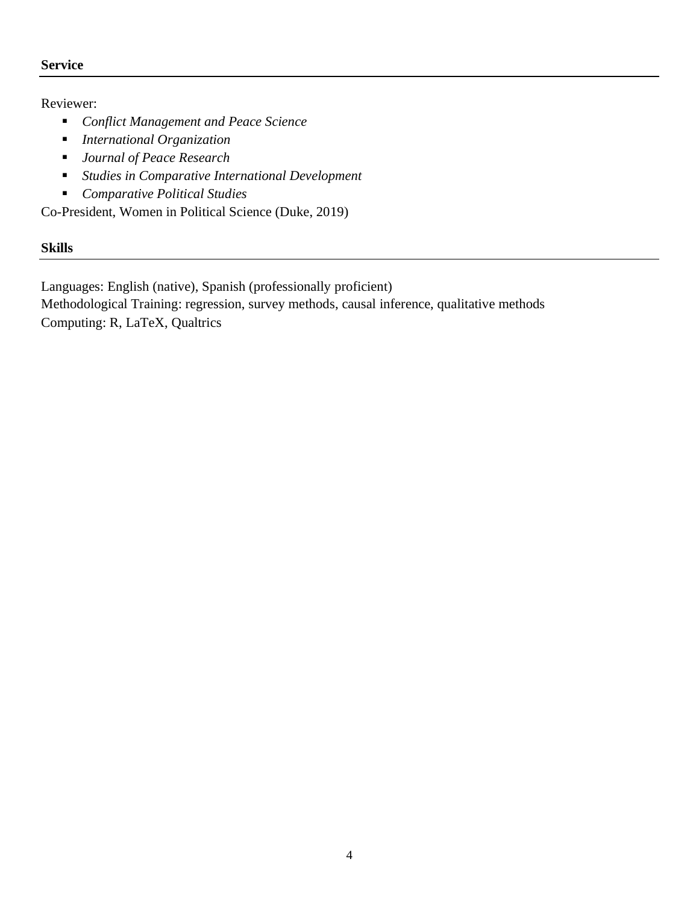## Service

Reviewer:

- *Conflict Management and Peace Science*
- *International Organization*
- *Journal of Peace Research*
- *Studies in Comparative International Development*
- *Comparative Political Studies*

Co-President, Women in Political Science (Duke, 2019)

## Skills

Languages: English (native), Spanish (professionally proficient)
Methodological Training: regression, survey methods, causal inference, qualitative methods
Computing: R, LaTeX, Qualtrics